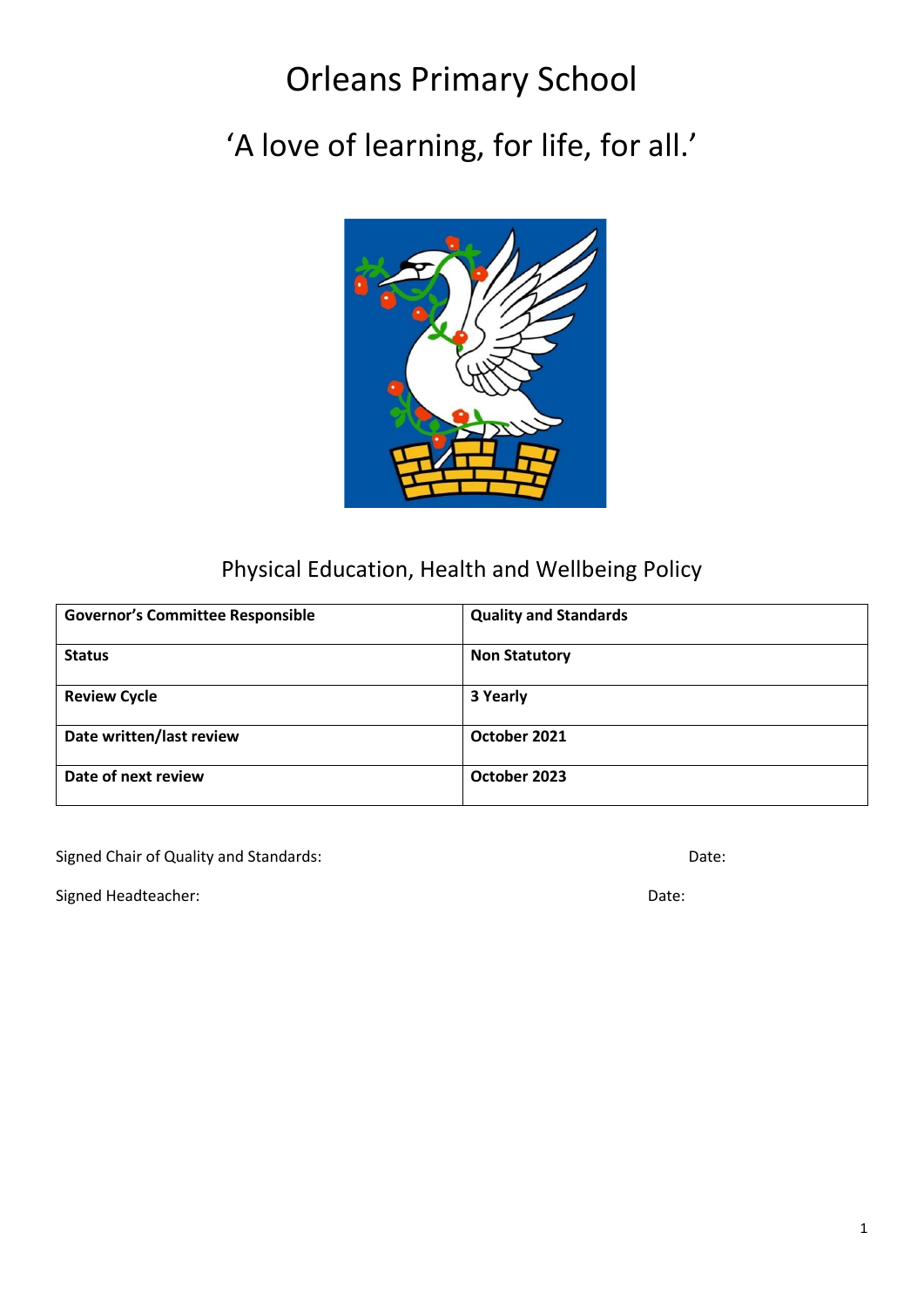# Orleans Primary School

## 'A love of learning, for life, for all.'

Physical Education, Health and Wellbeing Policy

| Governor's Committee Responsible | Quality and Standards |
| --- | --- |
| **Status** | **Non Statutory** |
| **Review Cycle** | **3 Yearly** |
| **Date written/last review** | **October 2021** |
| **Date of next review** | **October 2023** |

Signed Chair of Quality and Standards: Date:

Signed Headteacher: Date: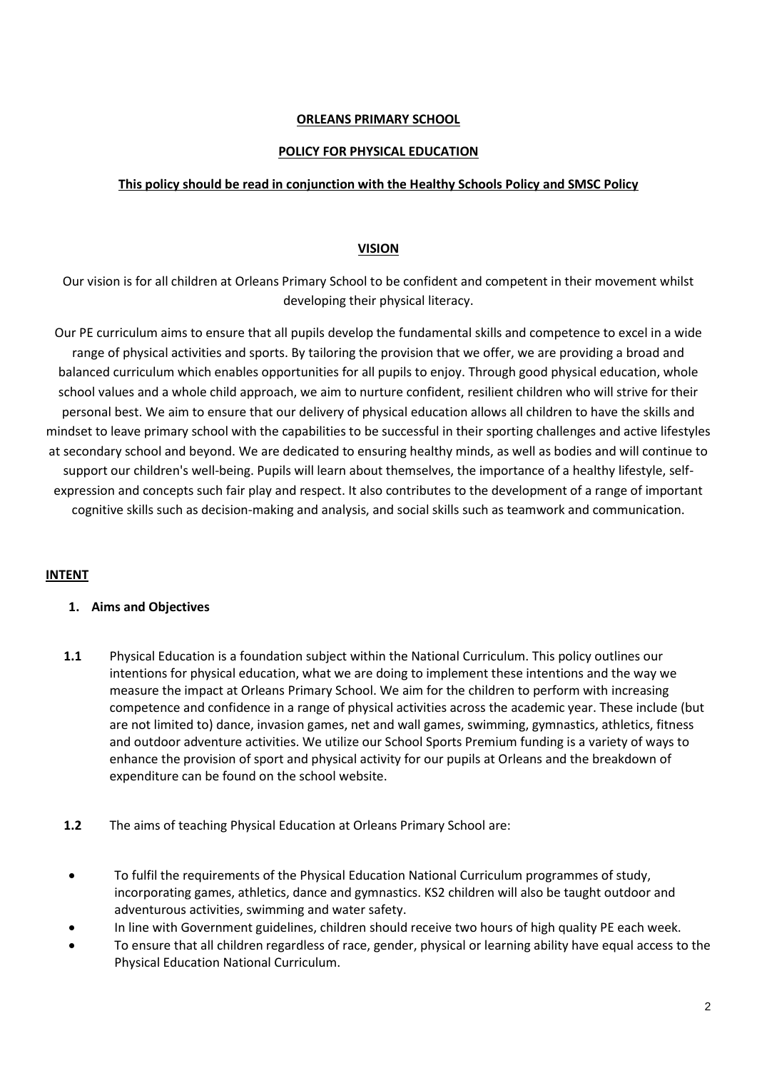**ORLEANS PRIMARY SCHOOL**

**POLICY FOR PHYSICAL EDUCATION**

**This policy should be read in conjunction with the Healthy Schools Policy and SMSC Policy**

## VISION

Our vision is for all children at Orleans Primary School to be confident and competent in their movement whilst developing their physical literacy.

Our PE curriculum aims to ensure that all pupils develop the fundamental skills and competence to excel in a wide range of physical activities and sports. By tailoring the provision that we offer, we are providing a broad and balanced curriculum which enables opportunities for all pupils to enjoy. Through good physical education, whole school values and a whole child approach, we aim to nurture confident, resilient children who will strive for their personal best. We aim to ensure that our delivery of physical education allows all children to have the skills and mindset to leave primary school with the capabilities to be successful in their sporting challenges and active lifestyles at secondary school and beyond. We are dedicated to ensuring healthy minds, as well as bodies and will continue to support our children's well-being. Pupils will learn about themselves, the importance of a healthy lifestyle, self-expression and concepts such fair play and respect. It also contributes to the development of a range of important cognitive skills such as decision-making and analysis, and social skills such as teamwork and communication.

## INTENT

### 1. Aims and Objectives

**1.1** Physical Education is a foundation subject within the National Curriculum. This policy outlines our intentions for physical education, what we are doing to implement these intentions and the way we measure the impact at Orleans Primary School. We aim for the children to perform with increasing competence and confidence in a range of physical activities across the academic year. These include (but are not limited to) dance, invasion games, net and wall games, swimming, gymnastics, athletics, fitness and outdoor adventure activities. We utilize our School Sports Premium funding is a variety of ways to enhance the provision of sport and physical activity for our pupils at Orleans and the breakdown of expenditure can be found on the school website.

**1.2** The aims of teaching Physical Education at Orleans Primary School are:

- To fulfil the requirements of the Physical Education National Curriculum programmes of study, incorporating games, athletics, dance and gymnastics. KS2 children will also be taught outdoor and adventurous activities, swimming and water safety.
- In line with Government guidelines, children should receive two hours of high quality PE each week.
- To ensure that all children regardless of race, gender, physical or learning ability have equal access to the Physical Education National Curriculum.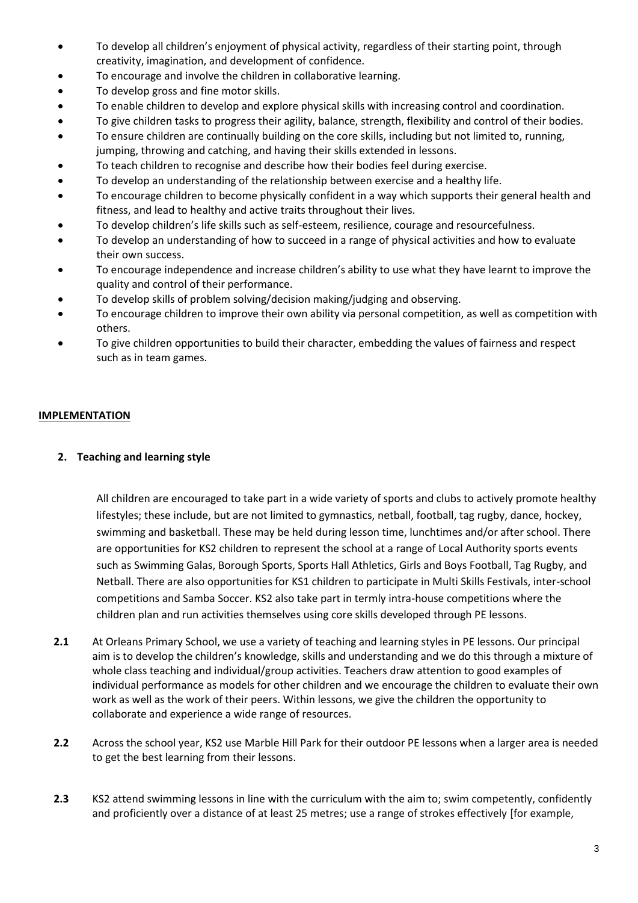- To develop all children's enjoyment of physical activity, regardless of their starting point, through creativity, imagination, and development of confidence.
- To encourage and involve the children in collaborative learning.
- To develop gross and fine motor skills.
- To enable children to develop and explore physical skills with increasing control and coordination.
- To give children tasks to progress their agility, balance, strength, flexibility and control of their bodies.
- To ensure children are continually building on the core skills, including but not limited to, running, jumping, throwing and catching, and having their skills extended in lessons.
- To teach children to recognise and describe how their bodies feel during exercise.
- To develop an understanding of the relationship between exercise and a healthy life.
- To encourage children to become physically confident in a way which supports their general health and fitness, and lead to healthy and active traits throughout their lives.
- To develop children's life skills such as self-esteem, resilience, courage and resourcefulness.
- To develop an understanding of how to succeed in a range of physical activities and how to evaluate their own success.
- To encourage independence and increase children's ability to use what they have learnt to improve the quality and control of their performance.
- To develop skills of problem solving/decision making/judging and observing.
- To encourage children to improve their own ability via personal competition, as well as competition with others.
- To give children opportunities to build their character, embedding the values of fairness and respect such as in team games.

## IMPLEMENTATION

### 2. Teaching and learning style

All children are encouraged to take part in a wide variety of sports and clubs to actively promote healthy lifestyles; these include, but are not limited to gymnastics, netball, football, tag rugby, dance, hockey, swimming and basketball. These may be held during lesson time, lunchtimes and/or after school. There are opportunities for KS2 children to represent the school at a range of Local Authority sports events such as Swimming Galas, Borough Sports, Sports Hall Athletics, Girls and Boys Football, Tag Rugby, and Netball. There are also opportunities for KS1 children to participate in Multi Skills Festivals, inter-school competitions and Samba Soccer. KS2 also take part in termly intra-house competitions where the children plan and run activities themselves using core skills developed through PE lessons.

**2.1** At Orleans Primary School, we use a variety of teaching and learning styles in PE lessons. Our principal aim is to develop the children's knowledge, skills and understanding and we do this through a mixture of whole class teaching and individual/group activities. Teachers draw attention to good examples of individual performance as models for other children and we encourage the children to evaluate their own work as well as the work of their peers. Within lessons, we give the children the opportunity to collaborate and experience a wide range of resources.

**2.2** Across the school year, KS2 use Marble Hill Park for their outdoor PE lessons when a larger area is needed to get the best learning from their lessons.

**2.3** KS2 attend swimming lessons in line with the curriculum with the aim to; swim competently, confidently and proficiently over a distance of at least 25 metres; use a range of strokes effectively [for example,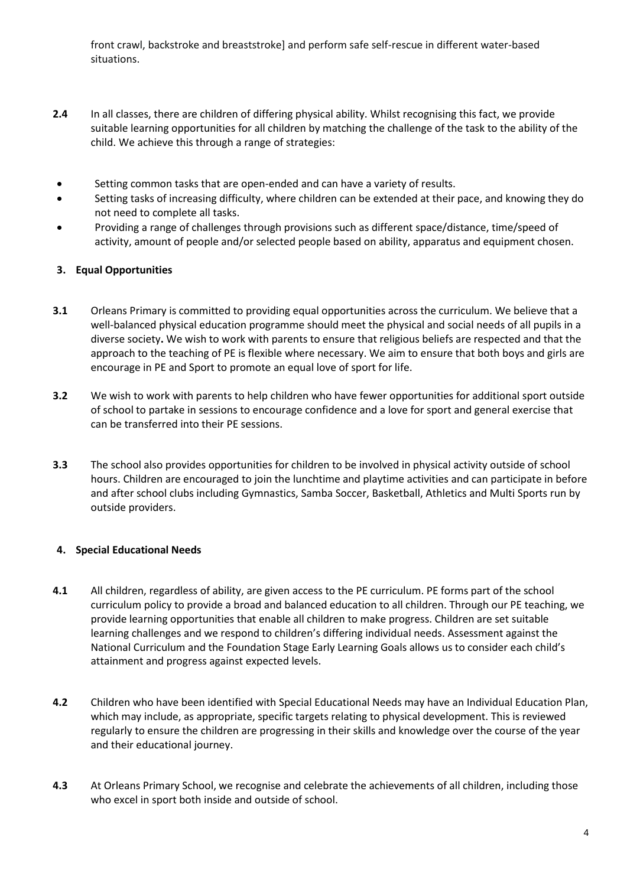front crawl, backstroke and breaststroke] and perform safe self-rescue in different water-based situations.

**2.4** In all classes, there are children of differing physical ability. Whilst recognising this fact, we provide suitable learning opportunities for all children by matching the challenge of the task to the ability of the child. We achieve this through a range of strategies:

- Setting common tasks that are open-ended and can have a variety of results.
- Setting tasks of increasing difficulty, where children can be extended at their pace, and knowing they do not need to complete all tasks.
- Providing a range of challenges through provisions such as different space/distance, time/speed of activity, amount of people and/or selected people based on ability, apparatus and equipment chosen.

## 3. Equal Opportunities

**3.1** Orleans Primary is committed to providing equal opportunities across the curriculum. We believe that a well-balanced physical education programme should meet the physical and social needs of all pupils in a diverse society**.** We wish to work with parents to ensure that religious beliefs are respected and that the approach to the teaching of PE is flexible where necessary. We aim to ensure that both boys and girls are encourage in PE and Sport to promote an equal love of sport for life.

**3.2** We wish to work with parents to help children who have fewer opportunities for additional sport outside of school to partake in sessions to encourage confidence and a love for sport and general exercise that can be transferred into their PE sessions.

**3.3** The school also provides opportunities for children to be involved in physical activity outside of school hours. Children are encouraged to join the lunchtime and playtime activities and can participate in before and after school clubs including Gymnastics, Samba Soccer, Basketball, Athletics and Multi Sports run by outside providers.

## 4. Special Educational Needs

**4.1** All children, regardless of ability, are given access to the PE curriculum. PE forms part of the school curriculum policy to provide a broad and balanced education to all children. Through our PE teaching, we provide learning opportunities that enable all children to make progress. Children are set suitable learning challenges and we respond to children's differing individual needs. Assessment against the National Curriculum and the Foundation Stage Early Learning Goals allows us to consider each child's attainment and progress against expected levels.

**4.2** Children who have been identified with Special Educational Needs may have an Individual Education Plan, which may include, as appropriate, specific targets relating to physical development. This is reviewed regularly to ensure the children are progressing in their skills and knowledge over the course of the year and their educational journey.

**4.3** At Orleans Primary School, we recognise and celebrate the achievements of all children, including those who excel in sport both inside and outside of school.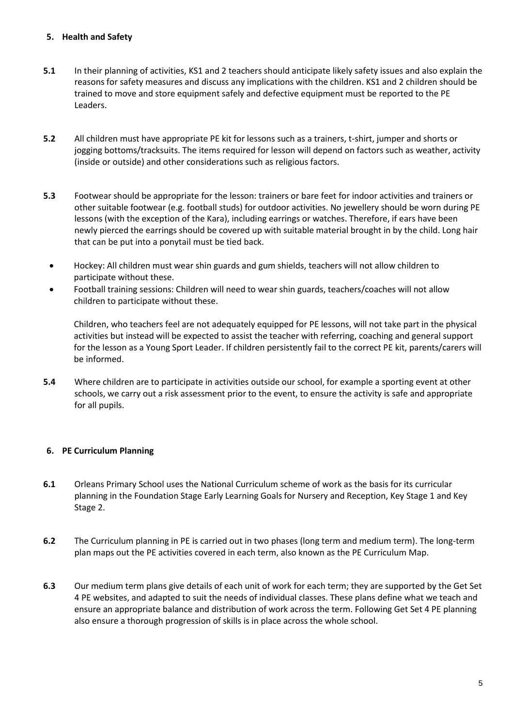## 5. Health and Safety

**5.1** In their planning of activities, KS1 and 2 teachers should anticipate likely safety issues and also explain the reasons for safety measures and discuss any implications with the children. KS1 and 2 children should be trained to move and store equipment safely and defective equipment must be reported to the PE Leaders.

**5.2** All children must have appropriate PE kit for lessons such as a trainers, t-shirt, jumper and shorts or jogging bottoms/tracksuits. The items required for lesson will depend on factors such as weather, activity (inside or outside) and other considerations such as religious factors.

**5.3** Footwear should be appropriate for the lesson: trainers or bare feet for indoor activities and trainers or other suitable footwear (e.g. football studs) for outdoor activities. No jewellery should be worn during PE lessons (with the exception of the Kara), including earrings or watches. Therefore, if ears have been newly pierced the earrings should be covered up with suitable material brought in by the child. Long hair that can be put into a ponytail must be tied back.

- Hockey: All children must wear shin guards and gum shields, teachers will not allow children to participate without these.
- Football training sessions: Children will need to wear shin guards, teachers/coaches will not allow children to participate without these.

Children, who teachers feel are not adequately equipped for PE lessons, will not take part in the physical activities but instead will be expected to assist the teacher with referring, coaching and general support for the lesson as a Young Sport Leader. If children persistently fail to the correct PE kit, parents/carers will be informed.

**5.4** Where children are to participate in activities outside our school, for example a sporting event at other schools, we carry out a risk assessment prior to the event, to ensure the activity is safe and appropriate for all pupils.

## 6. PE Curriculum Planning

**6.1** Orleans Primary School uses the National Curriculum scheme of work as the basis for its curricular planning in the Foundation Stage Early Learning Goals for Nursery and Reception, Key Stage 1 and Key Stage 2.

**6.2** The Curriculum planning in PE is carried out in two phases (long term and medium term). The long-term plan maps out the PE activities covered in each term, also known as the PE Curriculum Map.

**6.3** Our medium term plans give details of each unit of work for each term; they are supported by the Get Set 4 PE websites, and adapted to suit the needs of individual classes. These plans define what we teach and ensure an appropriate balance and distribution of work across the term. Following Get Set 4 PE planning also ensure a thorough progression of skills is in place across the whole school.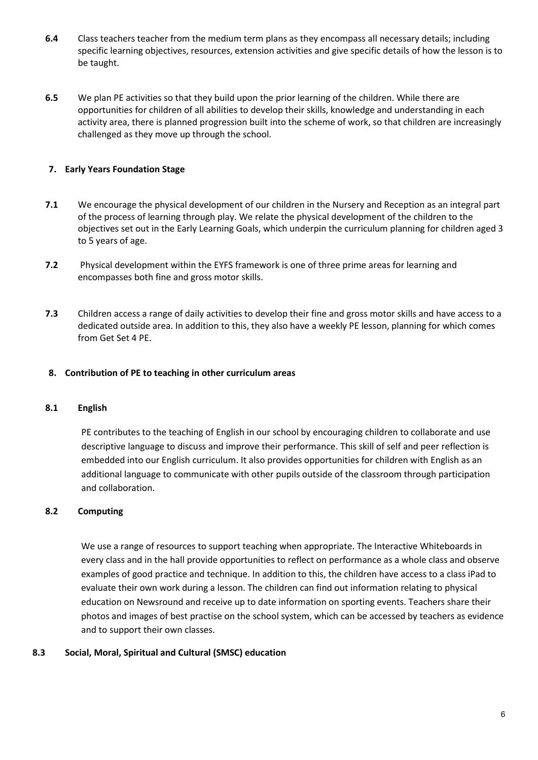**6.4** Class teachers teacher from the medium term plans as they encompass all necessary details; including specific learning objectives, resources, extension activities and give specific details of how the lesson is to be taught.

**6.5** We plan PE activities so that they build upon the prior learning of the children. While there are opportunities for children of all abilities to develop their skills, knowledge and understanding in each activity area, there is planned progression built into the scheme of work, so that children are increasingly challenged as they move up through the school.

## 7. Early Years Foundation Stage

**7.1** We encourage the physical development of our children in the Nursery and Reception as an integral part of the process of learning through play. We relate the physical development of the children to the objectives set out in the Early Learning Goals, which underpin the curriculum planning for children aged 3 to 5 years of age.

**7.2** Physical development within the EYFS framework is one of three prime areas for learning and encompasses both fine and gross motor skills.

**7.3** Children access a range of daily activities to develop their fine and gross motor skills and have access to a dedicated outside area. In addition to this, they also have a weekly PE lesson, planning for which comes from Get Set 4 PE.

## 8. Contribution of PE to teaching in other curriculum areas

### 8.1 English

PE contributes to the teaching of English in our school by encouraging children to collaborate and use descriptive language to discuss and improve their performance. This skill of self and peer reflection is embedded into our English curriculum. It also provides opportunities for children with English as an additional language to communicate with other pupils outside of the classroom through participation and collaboration.

### 8.2 Computing

We use a range of resources to support teaching when appropriate. The Interactive Whiteboards in every class and in the hall provide opportunities to reflect on performance as a whole class and observe examples of good practice and technique. In addition to this, the children have access to a class iPad to evaluate their own work during a lesson. The children can find out information relating to physical education on Newsround and receive up to date information on sporting events. Teachers share their photos and images of best practise on the school system, which can be accessed by teachers as evidence and to support their own classes.

### 8.3 Social, Moral, Spiritual and Cultural (SMSC) education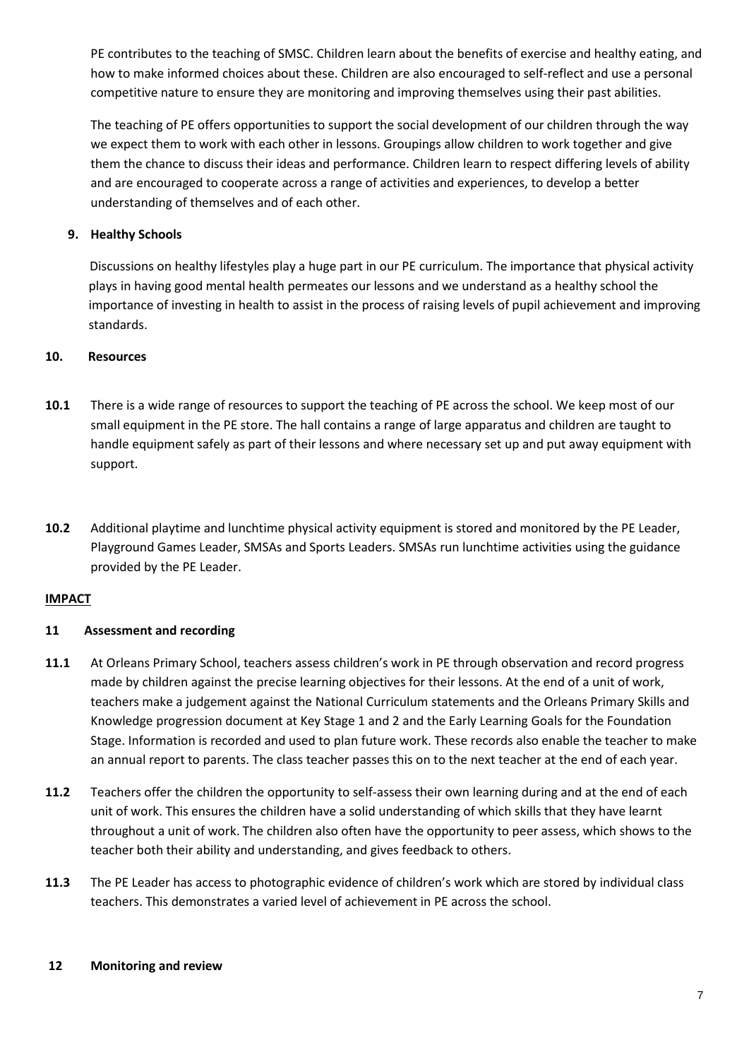PE contributes to the teaching of SMSC. Children learn about the benefits of exercise and healthy eating, and how to make informed choices about these. Children are also encouraged to self-reflect and use a personal competitive nature to ensure they are monitoring and improving themselves using their past abilities.

The teaching of PE offers opportunities to support the social development of our children through the way we expect them to work with each other in lessons. Groupings allow children to work together and give them the chance to discuss their ideas and performance. Children learn to respect differing levels of ability and are encouraged to cooperate across a range of activities and experiences, to develop a better understanding of themselves and of each other.

### 9. Healthy Schools

Discussions on healthy lifestyles play a huge part in our PE curriculum. The importance that physical activity plays in having good mental health permeates our lessons and we understand as a healthy school the importance of investing in health to assist in the process of raising levels of pupil achievement and improving standards.

### 10. Resources

**10.1** There is a wide range of resources to support the teaching of PE across the school. We keep most of our small equipment in the PE store. The hall contains a range of large apparatus and children are taught to handle equipment safely as part of their lessons and where necessary set up and put away equipment with support.

**10.2** Additional playtime and lunchtime physical activity equipment is stored and monitored by the PE Leader, Playground Games Leader, SMSAs and Sports Leaders. SMSAs run lunchtime activities using the guidance provided by the PE Leader.

## IMPACT

### 11 Assessment and recording

**11.1** At Orleans Primary School, teachers assess children's work in PE through observation and record progress made by children against the precise learning objectives for their lessons. At the end of a unit of work, teachers make a judgement against the National Curriculum statements and the Orleans Primary Skills and Knowledge progression document at Key Stage 1 and 2 and the Early Learning Goals for the Foundation Stage. Information is recorded and used to plan future work. These records also enable the teacher to make an annual report to parents. The class teacher passes this on to the next teacher at the end of each year.

**11.2** Teachers offer the children the opportunity to self-assess their own learning during and at the end of each unit of work. This ensures the children have a solid understanding of which skills that they have learnt throughout a unit of work. The children also often have the opportunity to peer assess, which shows to the teacher both their ability and understanding, and gives feedback to others.

**11.3** The PE Leader has access to photographic evidence of children's work which are stored by individual class teachers. This demonstrates a varied level of achievement in PE across the school.

### 12 Monitoring and review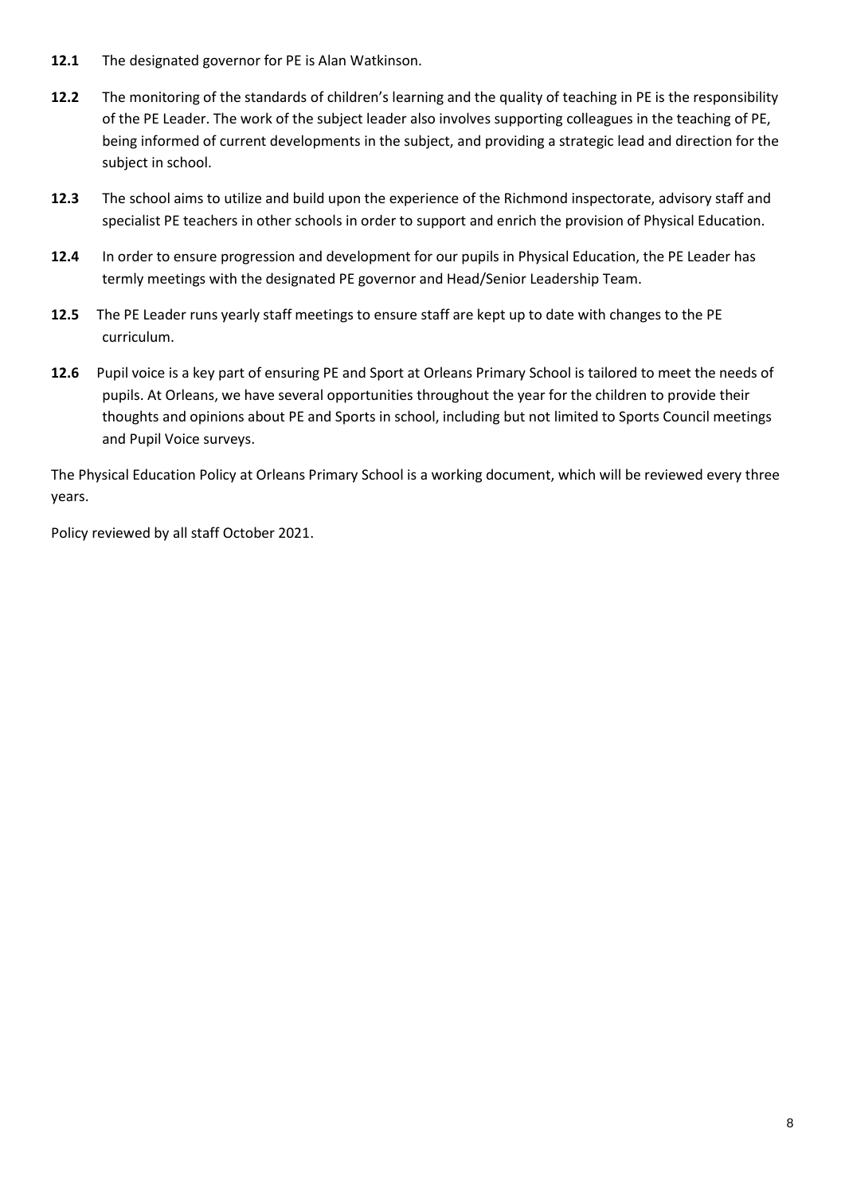**12.1** The designated governor for PE is Alan Watkinson.

**12.2** The monitoring of the standards of children's learning and the quality of teaching in PE is the responsibility of the PE Leader. The work of the subject leader also involves supporting colleagues in the teaching of PE, being informed of current developments in the subject, and providing a strategic lead and direction for the subject in school.

**12.3** The school aims to utilize and build upon the experience of the Richmond inspectorate, advisory staff and specialist PE teachers in other schools in order to support and enrich the provision of Physical Education.

**12.4** In order to ensure progression and development for our pupils in Physical Education, the PE Leader has termly meetings with the designated PE governor and Head/Senior Leadership Team.

**12.5** The PE Leader runs yearly staff meetings to ensure staff are kept up to date with changes to the PE curriculum.

**12.6** Pupil voice is a key part of ensuring PE and Sport at Orleans Primary School is tailored to meet the needs of pupils. At Orleans, we have several opportunities throughout the year for the children to provide their thoughts and opinions about PE and Sports in school, including but not limited to Sports Council meetings and Pupil Voice surveys.

The Physical Education Policy at Orleans Primary School is a working document, which will be reviewed every three years.

Policy reviewed by all staff October 2021.